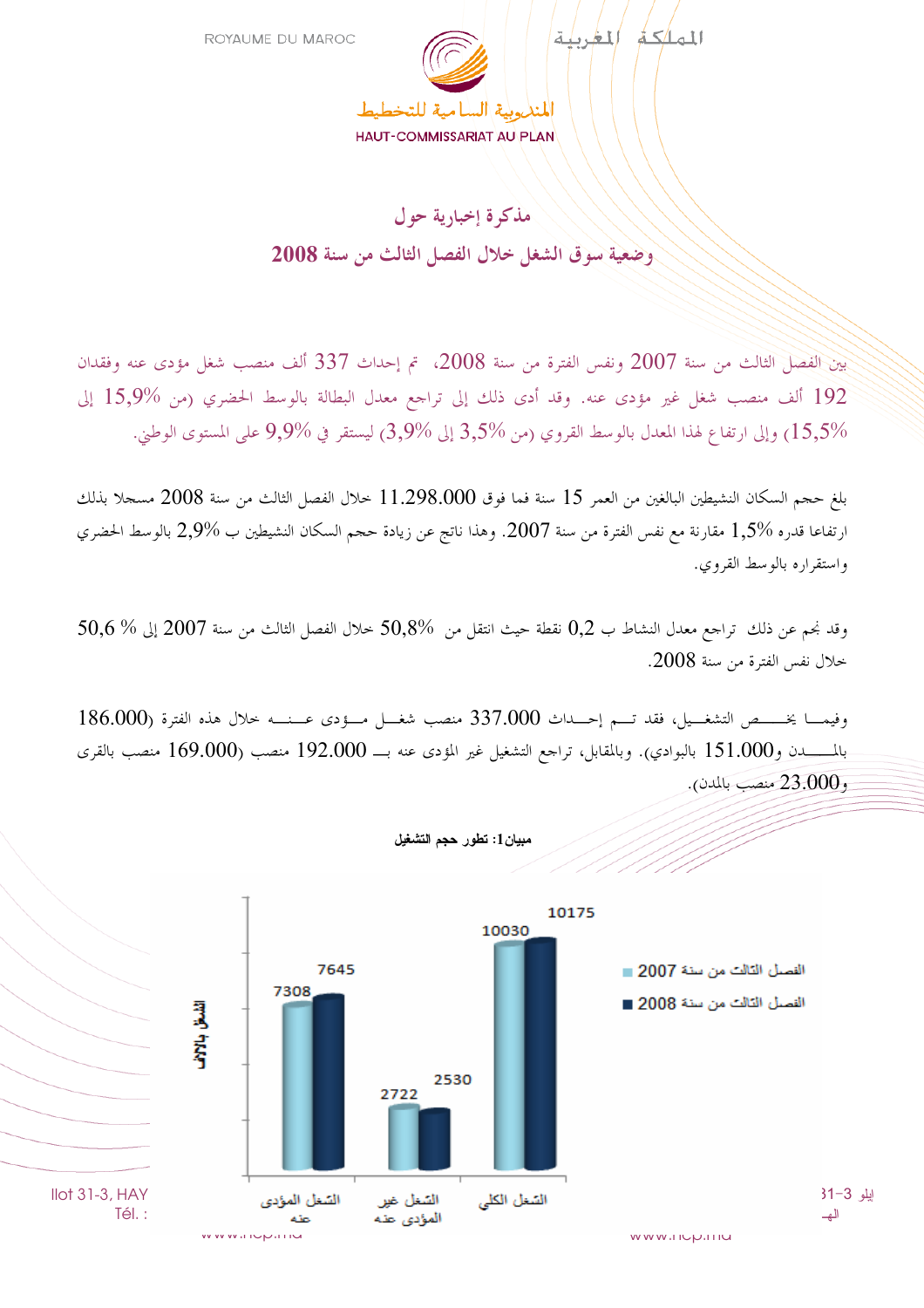ROYAUME DU MAROC

المملكة المغربية

المندوبية السامية للتخطيط

HAUT-COMMISSARIAT AU PLAN

## مذكرة إخبارية حول

## وضعية سوق الشغل خلال الفصل الثالث من سنة 2008

بين الفصل الثالث من سنة 2007 ونفس الفترة من سنة 2008، تم إحداث 337 ألف منصب شغل مؤدى عنه وفقدان 192 ألف منصب شغل غير مؤدى عنه. وقد أدى ذلك إلى تراجع معدل البطالة بالوسط الحضري (من 15,9% إلى 15,5%) وإلى ارتفاع لهذا المعدل بالوسط القروي (من 3,5% إلى 3,9%) ليستقر في 9,9% على المستوى الوطني.

بلغ حجم السكان النشيطين البالغين من العمر 15 سنة فما فوق 11.298.000 خلال الفصل الثالث من سنة 2008 مسجلا بذلك ارتفاعا قدره 1,5% مقارنة مع نفس الفترة من سنة 2007. وهذا ناتج عن زيادة حجم السكان النشيطين ب 2,9% بالوسط الحضري واستقراره بالوسط القروي.

وقد نجم عن ذلك تراجع معدل النشاط ب 0,2 نقطة حيث انتقل من 50,8% خلال الفصل الثالث من سنة 2007 إلى 50,6 % خلال نفس الفترة من سنة 2008.

وفيما يخص التشغيل، فقد تم إحداث 337.000 منصب شغل مؤدى عنه خلال هذه الفترة (186.000 بالمدن و151.000 بالبوادي). وبالمقابل، تراجع التشغيل غير المؤدى عنه بـ 192.000 منصب (169.000 منصب بالقرى و23.000 منصب بالمدن).

**مبيان1: تطور حجم التشغيل**

| الشغل بالآلاف | الشغل المؤدى عنه | الشغل غير المؤدى عنه | الشغل الكلي |
|---|---|---|---|
| الفصل الثالث من سنة 2007 | 7308 | 2722 | 10030 |
| الفصل الثالث من سنة 2008 | 7645 | 2530 | 10175 |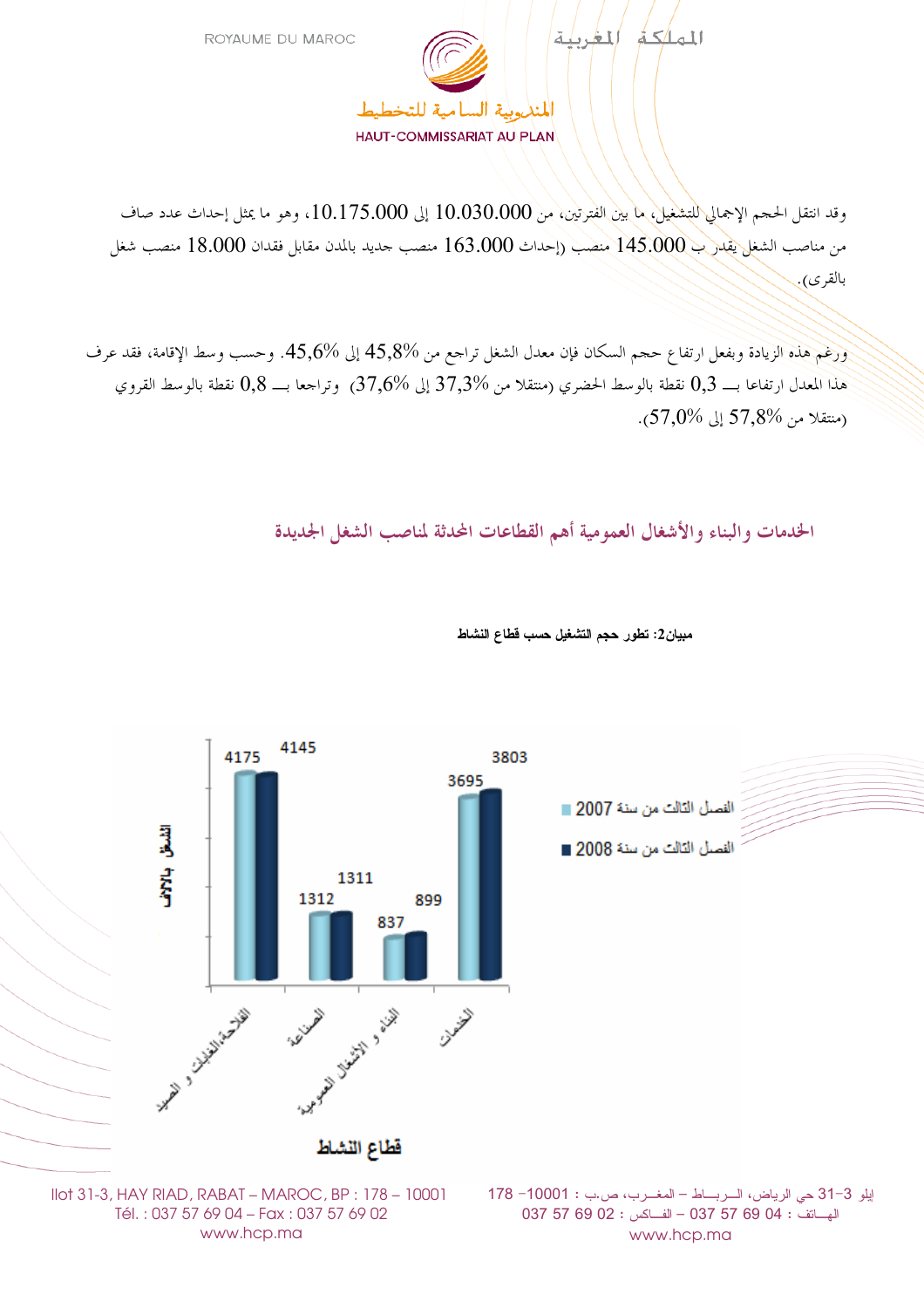وقد انتقل الحجم الإجمالي للتشغيل، ما بين الفترتين، من 10.030.000 إلى 10.175.000، وهو ما يمثل إحداث عدد صاف من مناصب الشغل يقدر ب 145.000 منصب (إحداث 163.000 منصب جديد بالمدن مقابل فقدان 18.000 منصب شغل بالقرى).

ورغم هذه الزيادة وبفعل ارتفاع حجم السكان فإن معدل الشغل تراجع من 45,8% إلى 45,6%. وحسب وسط الإقامة، فقد عرف هذا المعدل ارتفاعا بـــ 0,3 نقطة بالوسط الحضري (منتقلا من 37,3% إلى 37,6%) وتراجعا بـــ 0,8 نقطة بالوسط القروي (منتقلا من 57,8% إلى 57,0%).

## الخدمات والبناء والأشغال العمومية أهم القطاعات المحدثة لمناصب الشغل الجديدة

**مبيان2: تطور حجم التشغيل حسب قطاع النشاط**

| قطاع النشاط | الفصل الثالث من سنة 2007 | الفصل الثالث من سنة 2008 |
|---|---|---|
| الفلاحة والغابات و الصيد | 4175 | 4145 |
| الصناعة | 1312 | 1311 |
| البناء و الأشغال العمومية | 837 | 899 |
| الخدمات | 3695 | 3803 |

الشغل بالآلاف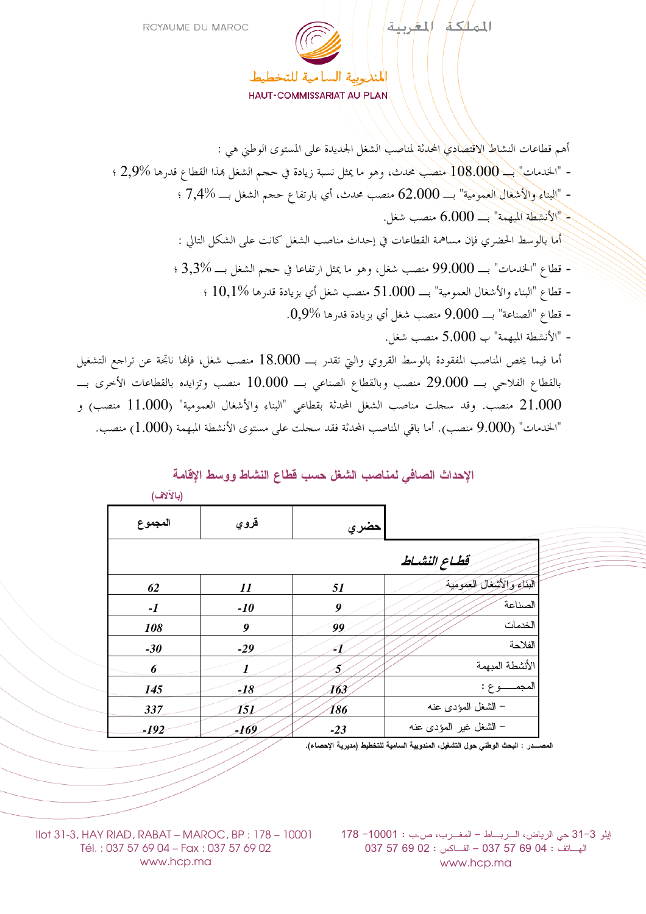أهم قطاعات النشاط الاقتصادي المحدثة لمناصب الشغل الجديدة على المستوى الوطني هي :

- "الخدمات" بـ 108.000 منصب محدث، وهو ما يمثل نسبة زيادة في حجم الشغل بهذا القطاع قدرها 2,9% ؛
- "البناء والأشغال العمومية" بـ 62.000 منصب محدث، أي بارتفاع حجم الشغل بـ 7,4% ؛
- "الأنشطة المبهمة" بـ 6.000 منصب شغل.

أما بالوسط الحضري فإن مساهمة القطاعات في إحداث مناصب الشغل كانت على الشكل التالي :

- قطاع "الخدمات" بـ 99.000 منصب شغل، وهو ما يمثل ارتفاعا في حجم الشغل بـ 3,3% ؛
- قطاع "البناء والأشغال العمومية" بـ 51.000 منصب شغل أي بزيادة قدرها 10,1% ؛
- قطاع "الصناعة" بـ 9.000 منصب شغل أي بزيادة قدرها 0,9%.
- "الأنشطة المبهمة" ب 5.000 منصب شغل.

أما فيما يخص المناصب المفقودة بالوسط القروي والتي تقدر بـ 18.000 منصب شغل، فإنها ناتجة عن تراجع التشغيل بالقطاع الفلاحي بـ 29.000 منصب وبالقطاع الصناعي بـ 10.000 منصب وتزايده بالقطاعات الأخرى بـ 21.000 منصب. وقد سجلت مناصب الشغل المحدثة بقطاعي "البناء والأشغال العمومية" (11.000 منصب) و "الخدمات" (9.000 منصب). أما باقي المناصب المحدثة فقد سجلت على مستوى الأنشطة المبهمة (1.000) منصب.

## الإحداث الصافي لمناصب الشغل حسب قطاع النشاط ووسط الإقامة

(بالآلاف)

| قطاع النشاط | حضري | قروي | المجموع |
|---|---|---|---|
| البناء والأشغال العمومية | 51 | 11 | 62 |
| الصناعة | 9 | -10 | -1 |
| الخدمات | 99 | 9 | 108 |
| الفلاحة | -1 | -29 | -30 |
| الأنشطة المبهمة | 5 | 1 | 6 |
| المجمـــوع : | 163 | -18 | 145 |
| – الشغل المؤدى عنه | 186 | 151 | 337 |
| – الشغل غير المؤدى عنه | -23 | -169 | -192 |

المصـــدر : البحث الوطني حول التشغيل، المندوبية السامية للتخطيط (مديرية الإحصاء).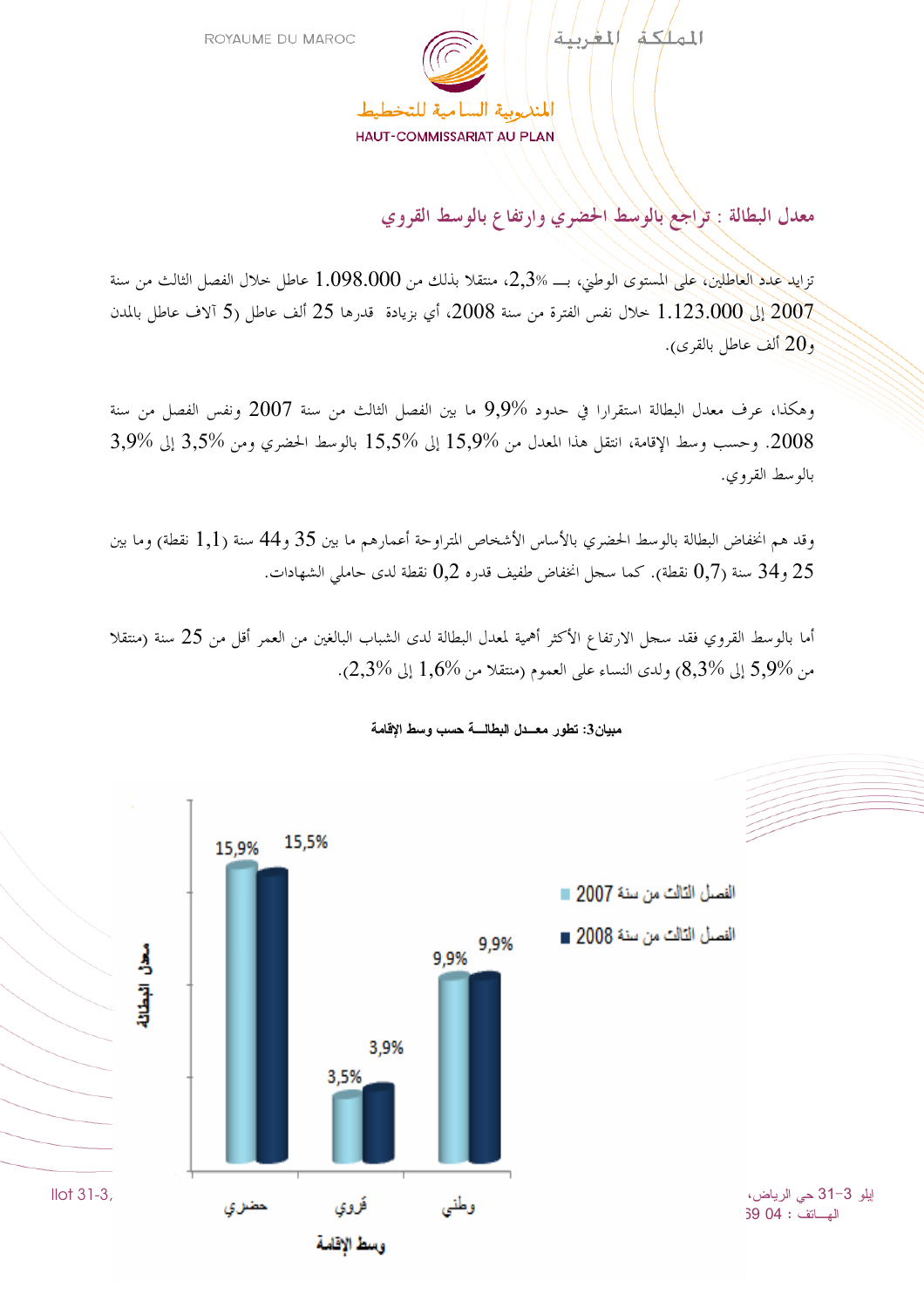## معدل البطالة : تراجع بالوسط الحضري وارتفاع بالوسط القروي

تزايد عدد العاطلين، على المستوى الوطني، بـــ 2,3%، منتقلا بذلك من 1.098.000 عاطل خلال الفصل الثالث من سنة 2007 إلى 1.123.000 خلال نفس الفترة من سنة 2008، أي بزيادة قدرها 25 ألف عاطل (5 آلاف عاطل بالمدن و20 ألف عاطل بالقرى).

وهكذا، عرف معدل البطالة استقرارا في حدود 9,9% ما بين الفصل الثالث من سنة 2007 ونفس الفصل من سنة 2008. وحسب وسط الإقامة، انتقل هذا المعدل من 15,9% إلى 15,5% بالوسط الحضري ومن 3,5% إلى 3,9% بالوسط القروي.

وقد هم انخفاض البطالة بالوسط الحضري بالأساس الأشخاص المتراوحة أعمارهم ما بين 35 و44 سنة (1,1 نقطة) وما بين 25 و34 سنة (0,7 نقطة). كما سجل انخفاض طفيف قدره 0,2 نقطة لدى حاملي الشهادات.

أما بالوسط القروي فقد سجل الارتفاع الأكثر أهمية لمعدل البطالة لدى الشباب البالغين من العمر أقل من 25 سنة (منتقلا من 5,9% إلى 8,3%) ولدى النساء على العموم (منتقلا من 1,6% إلى 2,3%).

مبيان3: تطور معــدل البطالـــة حسب وسط الإقامة

| وسط الإقامة | الفصل الثالث من سنة 2007 | الفصل الثالث من سنة 2008 |
|---|---|---|
| حضري | 15,9% | 15,5% |
| قروي | 3,5% | 3,9% |
| وطني | 9,9% | 9,9% |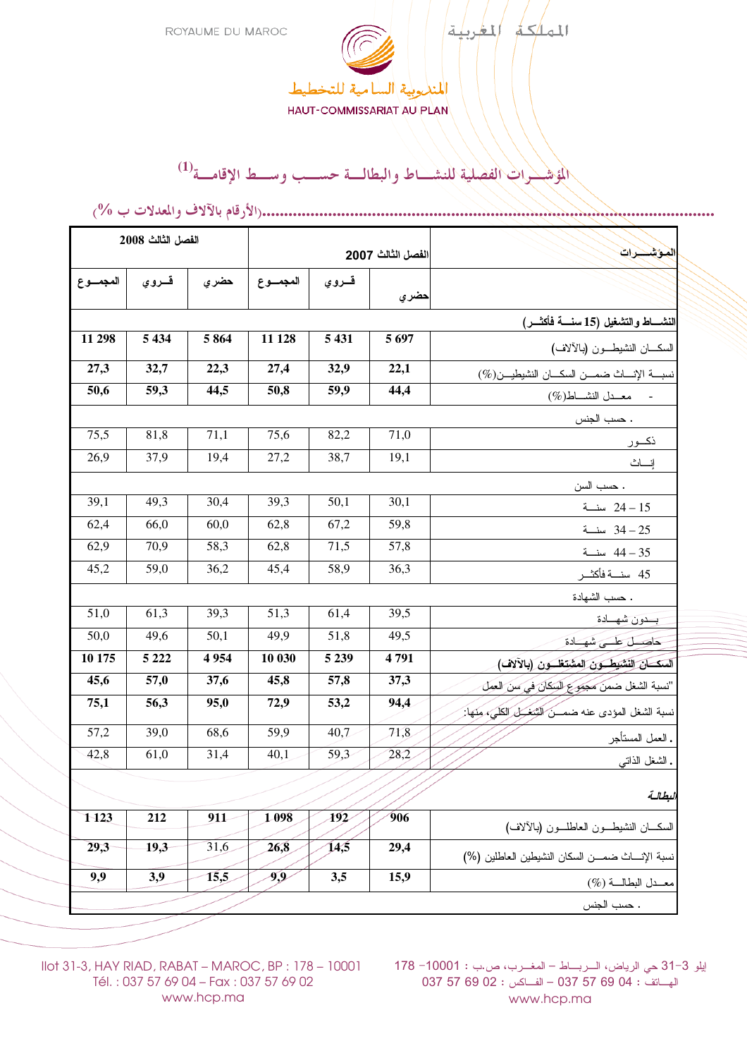## المؤشـــرات الفصلية للنشـــاط والبطالـــة حســـب وســـط الإقامـــة[1]

(الأرقام بالآلاف والمعدلات ب %)

| المـؤشـــــرات | الفصل الثالث 2007 | | | الفصل الثالث 2008 | | |
|---|---|---|---|---|---|---|
| | حضري | قـــروي | المجمـــوع | حضري | قـــروي | المجمـــوع |
| **النشـــاط والتشغيل (15 سنـــة فأكثـــر)** | | | | | | |
| السكـــان النشيطـــون (بالآلاف) | **5 697** | **5 431** | **11 128** | **5 864** | **5 434** | **11 298** |
| نسبـــة الإنـــاث ضمـــن السكـــان النشيطيـــن(%) | **22,1** | **32,9** | **27,4** | **22,3** | **32,7** | **27,3** |
| - معـــدل النشـــاط(%) | **44,4** | **59,9** | **50,8** | **44,5** | **59,3** | **50,6** |
| . حسب الجنس | | | | | | |
| ذكـــور | 71,0 | 82,2 | 75,6 | 71,1 | 81,8 | 75,5 |
| إنـــاث | 19,1 | 38,7 | 27,2 | 19,4 | 37,9 | 26,9 |
| . حسب السن | | | | | | |
| 15 – 24 سنـــة | 30,1 | 50,1 | 39,3 | 30,4 | 49,3 | 39,1 |
| 25 – 34 سنـــة | 59,8 | 67,2 | 62,8 | 60,0 | 66,0 | 62,4 |
| 35 – 44 سنـــة | 57,8 | 71,5 | 62,8 | 58,3 | 70,9 | 62,9 |
| 45 سنـــة فأكثـــر | 36,3 | 58,9 | 45,4 | 36,2 | 59,0 | 45,2 |
| . حسب الشهادة | | | | | | |
| بـــدون شهـــادة | 39,5 | 61,4 | 51,3 | 39,3 | 61,3 | 51,0 |
| حاصـــل علـــى شهـــادة | 49,5 | 51,8 | 49,9 | 50,1 | 49,6 | 50,0 |
| **السكـــان النشيطـــون المشتغلـــون (بالآلاف)** | **4 791** | **5 239** | **10 030** | **4 954** | **5 222** | **10 175** |
| "نسبة الشغل ضمن مجموع السكان في سن العمل | **37,3** | **57,8** | **45,8** | **37,6** | **57,0** | **45,6** |
| نسبة الشغل المؤدى عنه ضمـــن الشغـــل الكلي، منها: | **94,4** | **53,2** | **72,9** | **95,0** | **56,3** | **75,1** |
| . العمل المستأجر | 71,8 | 40,7 | 59,9 | 68,6 | 39,0 | 57,2 |
| . الشغل الذاتي | 28,2 | 59,3 | 40,1 | 31,4 | 61,0 | 42,8 |
| ***البطالـة*** | | | | | | |
| السكـــان النشيطـــون العاطلـــون (بالآلاف) | **906** | **192** | **1 098** | **911** | **212** | **1 123** |
| نسبة الإنـــاث ضمـــن السكان النشيطين العاطلين (%) | **29,4** | **14,5** | **26,8** | 31,6 | **19,3** | **29,3** |
| معـــدل البطالـــة (%) | **15,9** | **3,5** | **9,9** | **15,5** | **3,9** | **9,9** |
| . حسب الجنس | | | | | | |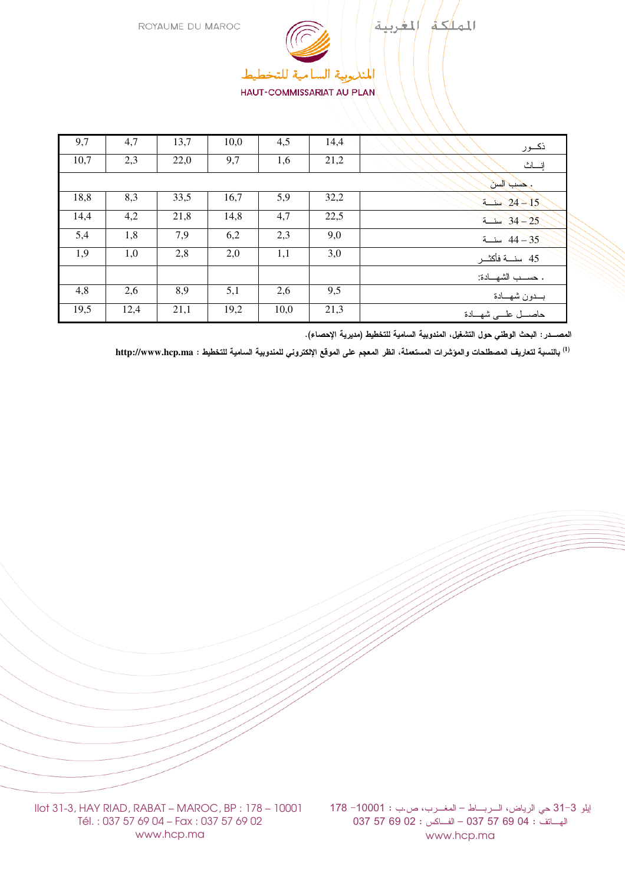| | | | | | | |
|---|---|---|---|---|---|---|
| 9,7 | 4,7 | 13,7 | 10,0 | 4,5 | 14,4 | ذكــور |
| 10,7 | 2,3 | 22,0 | 9,7 | 1,6 | 21,2 | إنــاث |
| | | | | | | . حسب السن |
| 18,8 | 8,3 | 33,5 | 16,7 | 5,9 | 32,2 | 15 – 24 سنــة |
| 14,4 | 4,2 | 21,8 | 14,8 | 4,7 | 22,5 | 25 – 34 سنــة |
| 5,4 | 1,8 | 7,9 | 6,2 | 2,3 | 9,0 | 35 – 44 سنــة |
| 1,9 | 1,0 | 2,8 | 2,0 | 1,1 | 3,0 | 45 سنــة فأكثــر |
| | | | | | | . حســب الشهــادة: |
| 4,8 | 2,6 | 8,9 | 5,1 | 2,6 | 9,5 | بــدون شهــادة |
| 19,5 | 12,4 | 21,1 | 19,2 | 10,0 | 21,3 | حاصــل علــى شهــادة |

**المصــدر: البحث الوطني حول التشغيل، المندوبية السامية للتخطيط (مديرية الإحصاء).**

**(1) بالنسبة لتعاريف المصطلحات والمؤشرات المستعملة، انظر المعجم على الموقع الإلكتروني للمندوبية السامية للتخطيط : http://www.hcp.ma**